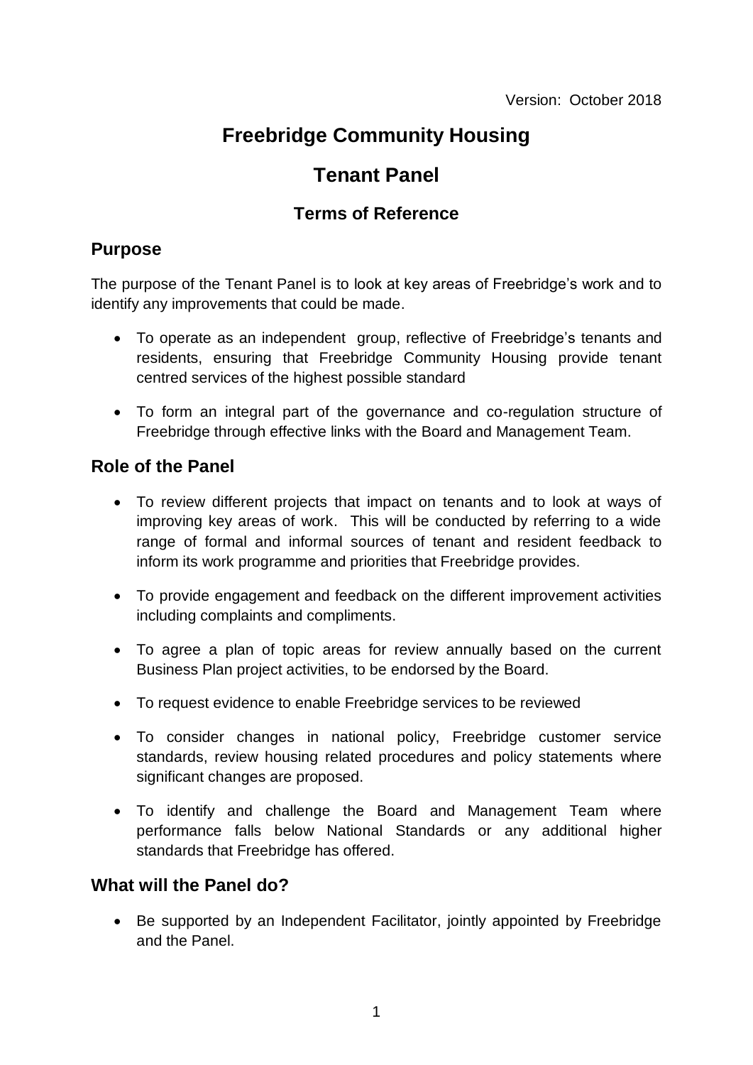Version: October 2018

# Freebridge Community Housing

# Tenant Panel

## Terms of Reference

## Purpose

The purpose of the Tenant Panel is to look at key areas of Freebridge's work and to identify any improvements that could be made.

- To operate as an independent group, reflective of Freebridge's tenants and residents, ensuring that Freebridge Community Housing provide tenant centred services of the highest possible standard
- To form an integral part of the governance and co-regulation structure of Freebridge through effective links with the Board and Management Team.

## Role of the Panel

- To review different projects that impact on tenants and to look at ways of improving key areas of work. This will be conducted by referring to a wide range of formal and informal sources of tenant and resident feedback to inform its work programme and priorities that Freebridge provides.
- To provide engagement and feedback on the different improvement activities including complaints and compliments.
- To agree a plan of topic areas for review annually based on the current Business Plan project activities, to be endorsed by the Board.
- To request evidence to enable Freebridge services to be reviewed
- To consider changes in national policy, Freebridge customer service standards, review housing related procedures and policy statements where significant changes are proposed.
- To identify and challenge the Board and Management Team where performance falls below National Standards or any additional higher standards that Freebridge has offered.

## What will the Panel do?

- Be supported by an Independent Facilitator, jointly appointed by Freebridge and the Panel.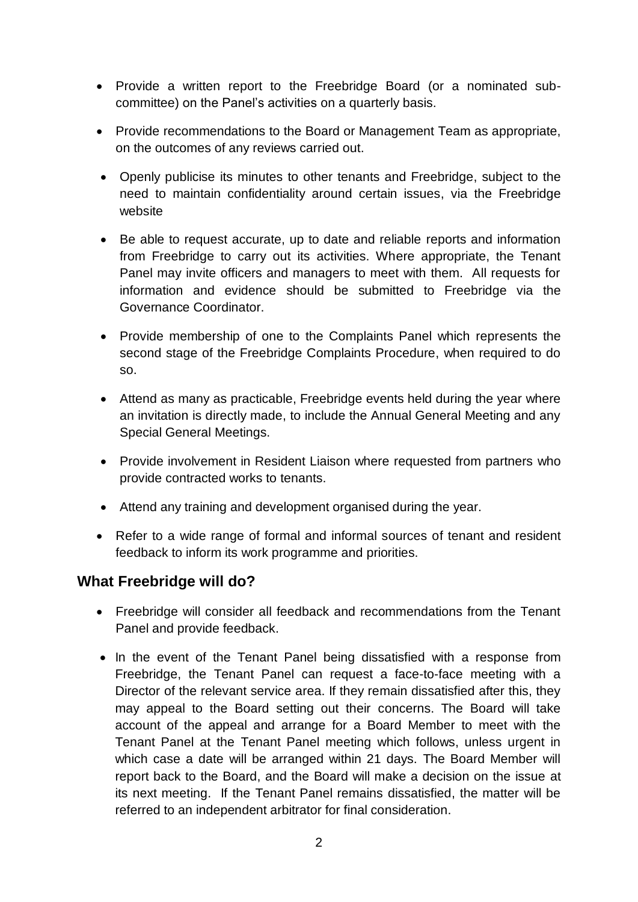- Provide a written report to the Freebridge Board (or a nominated sub-committee) on the Panel's activities on a quarterly basis.
- Provide recommendations to the Board or Management Team as appropriate, on the outcomes of any reviews carried out.
- Openly publicise its minutes to other tenants and Freebridge, subject to the need to maintain confidentiality around certain issues, via the Freebridge website
- Be able to request accurate, up to date and reliable reports and information from Freebridge to carry out its activities. Where appropriate, the Tenant Panel may invite officers and managers to meet with them. All requests for information and evidence should be submitted to Freebridge via the Governance Coordinator.
- Provide membership of one to the Complaints Panel which represents the second stage of the Freebridge Complaints Procedure, when required to do so.
- Attend as many as practicable, Freebridge events held during the year where an invitation is directly made, to include the Annual General Meeting and any Special General Meetings.
- Provide involvement in Resident Liaison where requested from partners who provide contracted works to tenants.
- Attend any training and development organised during the year.
- Refer to a wide range of formal and informal sources of tenant and resident feedback to inform its work programme and priorities.

## What Freebridge will do?

- Freebridge will consider all feedback and recommendations from the Tenant Panel and provide feedback.
- In the event of the Tenant Panel being dissatisfied with a response from Freebridge, the Tenant Panel can request a face-to-face meeting with a Director of the relevant service area. If they remain dissatisfied after this, they may appeal to the Board setting out their concerns. The Board will take account of the appeal and arrange for a Board Member to meet with the Tenant Panel at the Tenant Panel meeting which follows, unless urgent in which case a date will be arranged within 21 days. The Board Member will report back to the Board, and the Board will make a decision on the issue at its next meeting. If the Tenant Panel remains dissatisfied, the matter will be referred to an independent arbitrator for final consideration.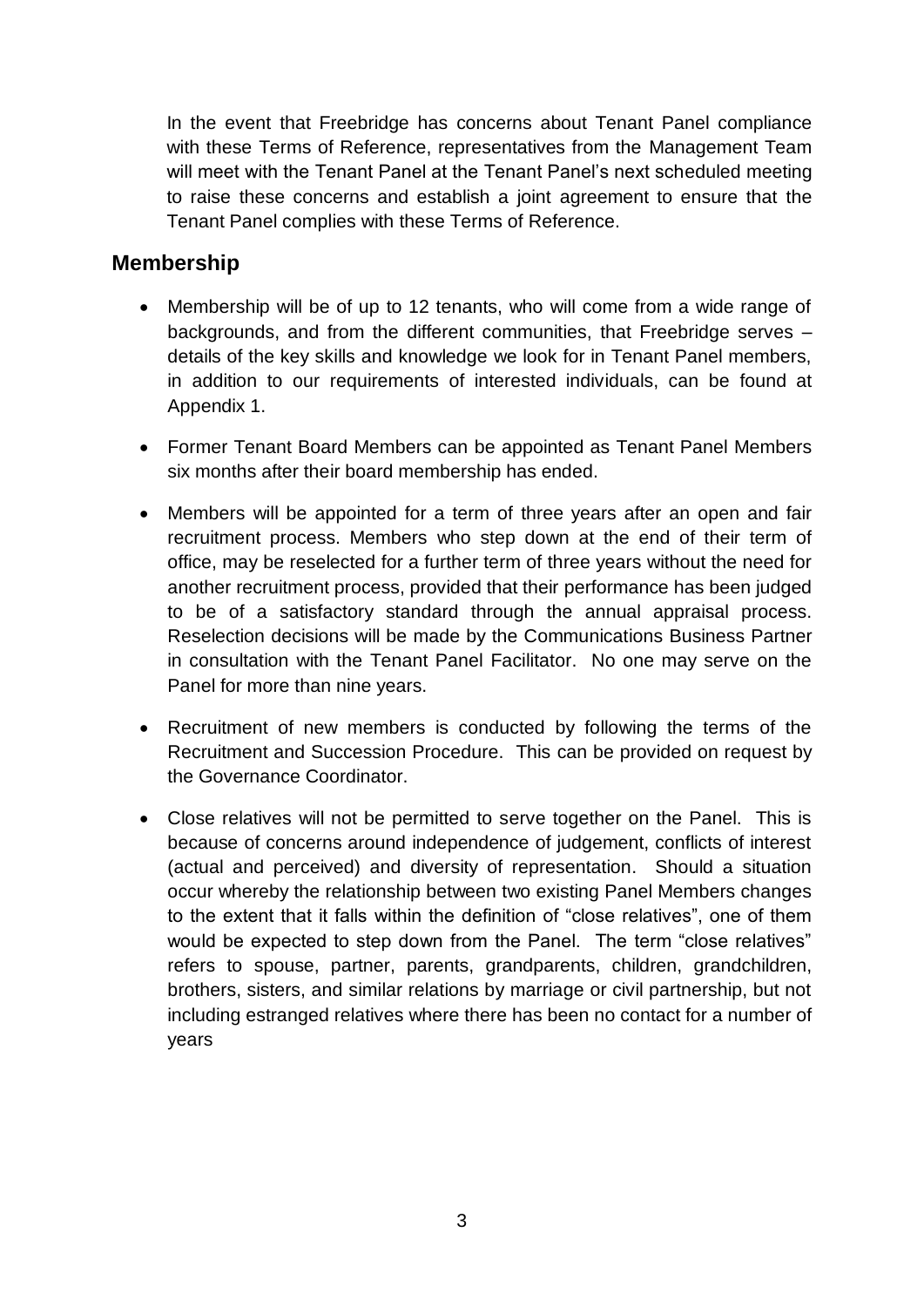In the event that Freebridge has concerns about Tenant Panel compliance with these Terms of Reference, representatives from the Management Team will meet with the Tenant Panel at the Tenant Panel's next scheduled meeting to raise these concerns and establish a joint agreement to ensure that the Tenant Panel complies with these Terms of Reference.

## Membership

- Membership will be of up to 12 tenants, who will come from a wide range of backgrounds, and from the different communities, that Freebridge serves – details of the key skills and knowledge we look for in Tenant Panel members, in addition to our requirements of interested individuals, can be found at Appendix 1.
- Former Tenant Board Members can be appointed as Tenant Panel Members six months after their board membership has ended.
- Members will be appointed for a term of three years after an open and fair recruitment process. Members who step down at the end of their term of office, may be reselected for a further term of three years without the need for another recruitment process, provided that their performance has been judged to be of a satisfactory standard through the annual appraisal process. Reselection decisions will be made by the Communications Business Partner in consultation with the Tenant Panel Facilitator. No one may serve on the Panel for more than nine years.
- Recruitment of new members is conducted by following the terms of the Recruitment and Succession Procedure. This can be provided on request by the Governance Coordinator.
- Close relatives will not be permitted to serve together on the Panel. This is because of concerns around independence of judgement, conflicts of interest (actual and perceived) and diversity of representation. Should a situation occur whereby the relationship between two existing Panel Members changes to the extent that it falls within the definition of "close relatives", one of them would be expected to step down from the Panel. The term "close relatives" refers to spouse, partner, parents, grandparents, children, grandchildren, brothers, sisters, and similar relations by marriage or civil partnership, but not including estranged relatives where there has been no contact for a number of years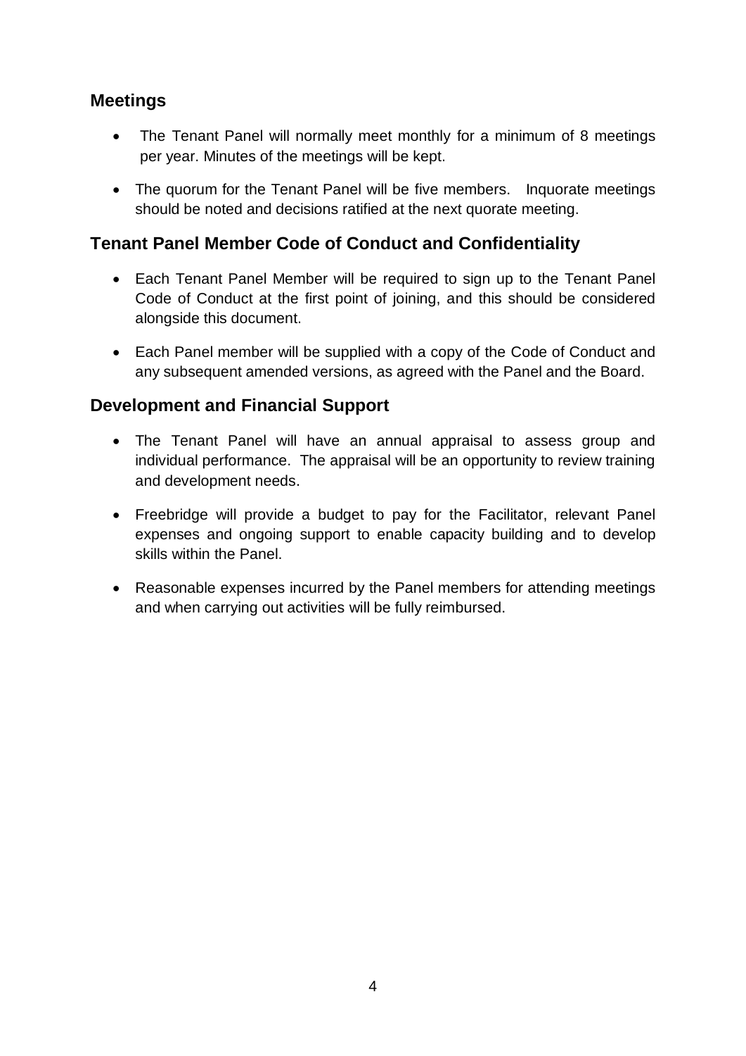## Meetings

- The Tenant Panel will normally meet monthly for a minimum of 8 meetings per year. Minutes of the meetings will be kept.
- The quorum for the Tenant Panel will be five members. Inquorate meetings should be noted and decisions ratified at the next quorate meeting.

## Tenant Panel Member Code of Conduct and Confidentiality

- Each Tenant Panel Member will be required to sign up to the Tenant Panel Code of Conduct at the first point of joining, and this should be considered alongside this document.
- Each Panel member will be supplied with a copy of the Code of Conduct and any subsequent amended versions, as agreed with the Panel and the Board.

## Development and Financial Support

- The Tenant Panel will have an annual appraisal to assess group and individual performance. The appraisal will be an opportunity to review training and development needs.
- Freebridge will provide a budget to pay for the Facilitator, relevant Panel expenses and ongoing support to enable capacity building and to develop skills within the Panel.
- Reasonable expenses incurred by the Panel members for attending meetings and when carrying out activities will be fully reimbursed.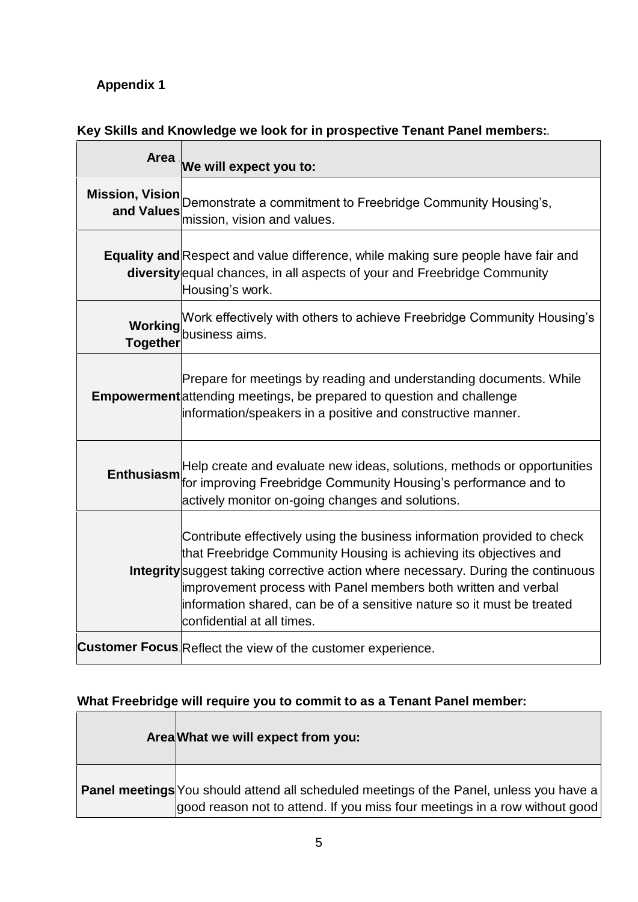**Appendix 1**

**Key Skills and Knowledge we look for in prospective Tenant Panel members:**

| Area | We will expect you to: |
|---|---|
| **Mission, Vision and Values** | Demonstrate a commitment to Freebridge Community Housing's, mission, vision and values. |
| **Equality and diversity** | Respect and value difference, while making sure people have fair and equal chances, in all aspects of your and Freebridge Community Housing's work. |
| **Working Together** | Work effectively with others to achieve Freebridge Community Housing's business aims. |
| **Empowerment** | Prepare for meetings by reading and understanding documents. While attending meetings, be prepared to question and challenge information/speakers in a positive and constructive manner. |
| **Enthusiasm** | Help create and evaluate new ideas, solutions, methods or opportunities for improving Freebridge Community Housing's performance and to actively monitor on-going changes and solutions. |
| **Integrity** | Contribute effectively using the business information provided to check that Freebridge Community Housing is achieving its objectives and suggest taking corrective action where necessary. During the continuous improvement process with Panel members both written and verbal information shared, can be of a sensitive nature so it must be treated confidential at all times. |
| **Customer Focus** | Reflect the view of the customer experience. |

**What Freebridge will require you to commit to as a Tenant Panel member:**

| Area | What we will expect from you: |
|---|---|
| **Panel meetings** | You should attend all scheduled meetings of the Panel, unless you have a good reason not to attend. If you miss four meetings in a row without good |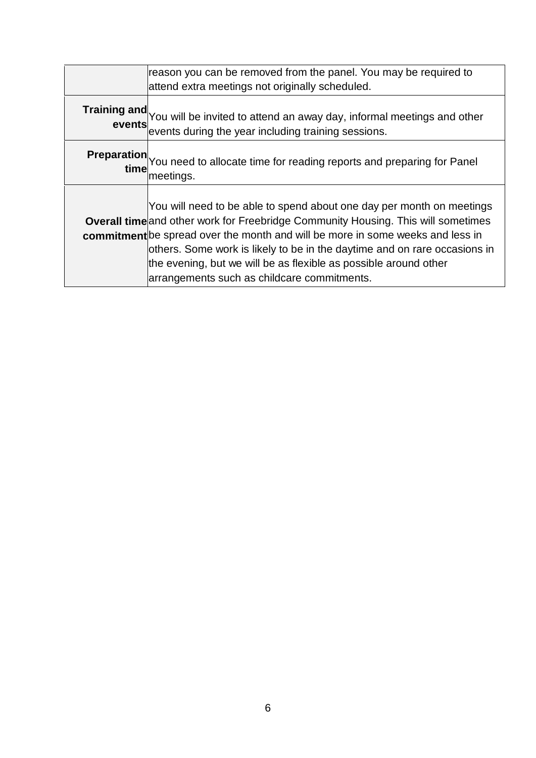| | |
|---|---|
| | reason you can be removed from the panel. You may be required to attend extra meetings not originally scheduled. |
| **Training and events** | You will be invited to attend an away day, informal meetings and other events during the year including training sessions. |
| **Preparation time** | You need to allocate time for reading reports and preparing for Panel meetings. |
| **Overall time commitment** | You will need to be able to spend about one day per month on meetings and other work for Freebridge Community Housing. This will sometimes be spread over the month and will be more in some weeks and less in others. Some work is likely to be in the daytime and on rare occasions in the evening, but we will be as flexible as possible around other arrangements such as childcare commitments. |